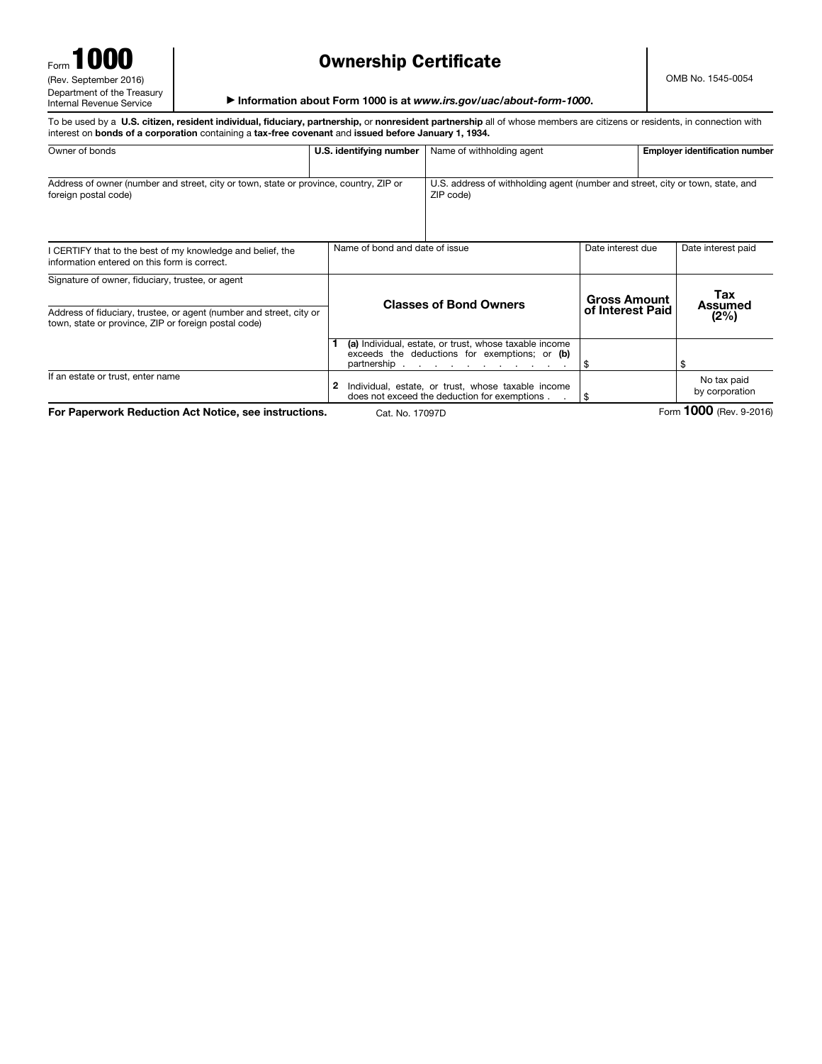Form **1000**
(Rev. September 2016)
Department of the Treasury
Internal Revenue Service

# Ownership Certificate

▶ **Information about Form 1000 is at *www.irs.gov/uac/about-form-1000*.**

OMB No. 1545-0054

To be used by a **U.S. citizen, resident individual, fiduciary, partnership,** or **nonresident partnership** all of whose members are citizens or residents, in connection with interest on **bonds of a corporation** containing a **tax-free covenant** and **issued before January 1, 1934.**

| Owner of bonds | **U.S. identifying number** | Name of withholding agent | **Employer identification number** |
|---|---|---|---|
| | | | |

| Address of owner (number and street, city or town, state or province, country, ZIP or foreign postal code) | U.S. address of withholding agent (number and street, city or town, state, and ZIP code) |
|---|---|
| | |

| I CERTIFY that to the best of my knowledge and belief, the information entered on this form is correct. | Name of bond and date of issue | Date interest due | Date interest paid |
|---|---|---|---|
| Signature of owner, fiduciary, trustee, or agent<br><br>Address of fiduciary, trustee, or agent (number and street, city or town, state or province, ZIP or foreign postal code) | **Classes of Bond Owners** | **Gross Amount of Interest Paid** | **Tax Assumed (2%)** |
| | **1** **(a)** Individual, estate, or trust, whose taxable income exceeds the deductions for exemptions; or **(b)** partnership | $ | $ |
| If an estate or trust, enter name | **2** Individual, estate, or trust, whose taxable income does not exceed the deduction for exemptions | $ | No tax paid by corporation |

**For Paperwork Reduction Act Notice, see instructions.** Cat. No. 17097D Form **1000** (Rev. 9-2016)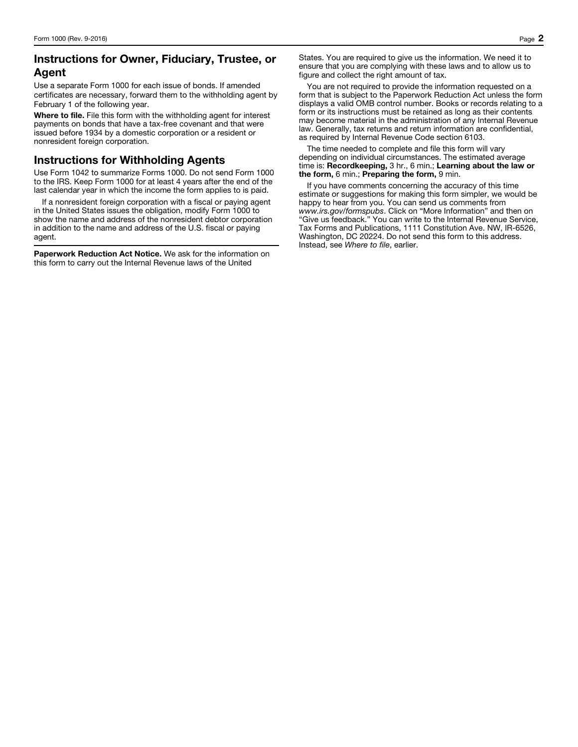## Instructions for Owner, Fiduciary, Trustee, or Agent

Use a separate Form 1000 for each issue of bonds. If amended certificates are necessary, forward them to the withholding agent by February 1 of the following year.

**Where to file.** File this form with the withholding agent for interest payments on bonds that have a tax-free covenant and that were issued before 1934 by a domestic corporation or a resident or nonresident foreign corporation.

## Instructions for Withholding Agents

Use Form 1042 to summarize Forms 1000. Do not send Form 1000 to the IRS. Keep Form 1000 for at least 4 years after the end of the last calendar year in which the income the form applies to is paid.

If a nonresident foreign corporation with a fiscal or paying agent in the United States issues the obligation, modify Form 1000 to show the name and address of the nonresident debtor corporation in addition to the name and address of the U.S. fiscal or paying agent.

**Paperwork Reduction Act Notice.** We ask for the information on this form to carry out the Internal Revenue laws of the United States. You are required to give us the information. We need it to ensure that you are complying with these laws and to allow us to figure and collect the right amount of tax.

You are not required to provide the information requested on a form that is subject to the Paperwork Reduction Act unless the form displays a valid OMB control number. Books or records relating to a form or its instructions must be retained as long as their contents may become material in the administration of any Internal Revenue law. Generally, tax returns and return information are confidential, as required by Internal Revenue Code section 6103.

The time needed to complete and file this form will vary depending on individual circumstances. The estimated average time is: **Recordkeeping,** 3 hr., 6 min.; **Learning about the law or the form,** 6 min.; **Preparing the form,** 9 min.

If you have comments concerning the accuracy of this time estimate or suggestions for making this form simpler, we would be happy to hear from you. You can send us comments from *www.irs.gov/formspubs*. Click on "More Information" and then on "Give us feedback." You can write to the Internal Revenue Service, Tax Forms and Publications, 1111 Constitution Ave. NW, IR-6526, Washington, DC 20224. Do not send this form to this address. Instead, see *Where to file*, earlier.